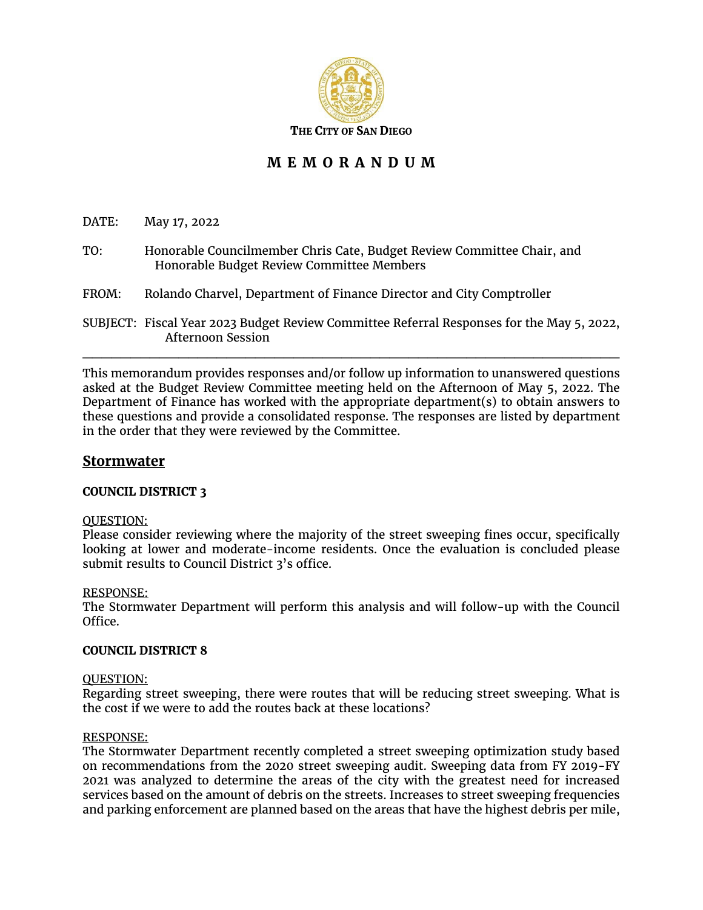**THE CITY OF SAN DIEGO**

# M E M O R A N D U M

DATE: May 17, 2022

TO: Honorable Councilmember Chris Cate, Budget Review Committee Chair, and Honorable Budget Review Committee Members

FROM: Rolando Charvel, Department of Finance Director and City Comptroller

SUBJECT: Fiscal Year 2023 Budget Review Committee Referral Responses for the May 5, 2022, Afternoon Session

---

This memorandum provides responses and/or follow up information to unanswered questions asked at the Budget Review Committee meeting held on the Afternoon of May 5, 2022. The Department of Finance has worked with the appropriate department(s) to obtain answers to these questions and provide a consolidated response. The responses are listed by department in the order that they were reviewed by the Committee.

## Stormwater

### COUNCIL DISTRICT 3

QUESTION:
Please consider reviewing where the majority of the street sweeping fines occur, specifically looking at lower and moderate-income residents. Once the evaluation is concluded please submit results to Council District 3's office.

RESPONSE:
The Stormwater Department will perform this analysis and will follow-up with the Council Office.

### COUNCIL DISTRICT 8

QUESTION:
Regarding street sweeping, there were routes that will be reducing street sweeping. What is the cost if we were to add the routes back at these locations?

RESPONSE:
The Stormwater Department recently completed a street sweeping optimization study based on recommendations from the 2020 street sweeping audit. Sweeping data from FY 2019-FY 2021 was analyzed to determine the areas of the city with the greatest need for increased services based on the amount of debris on the streets. Increases to street sweeping frequencies and parking enforcement are planned based on the areas that have the highest debris per mile,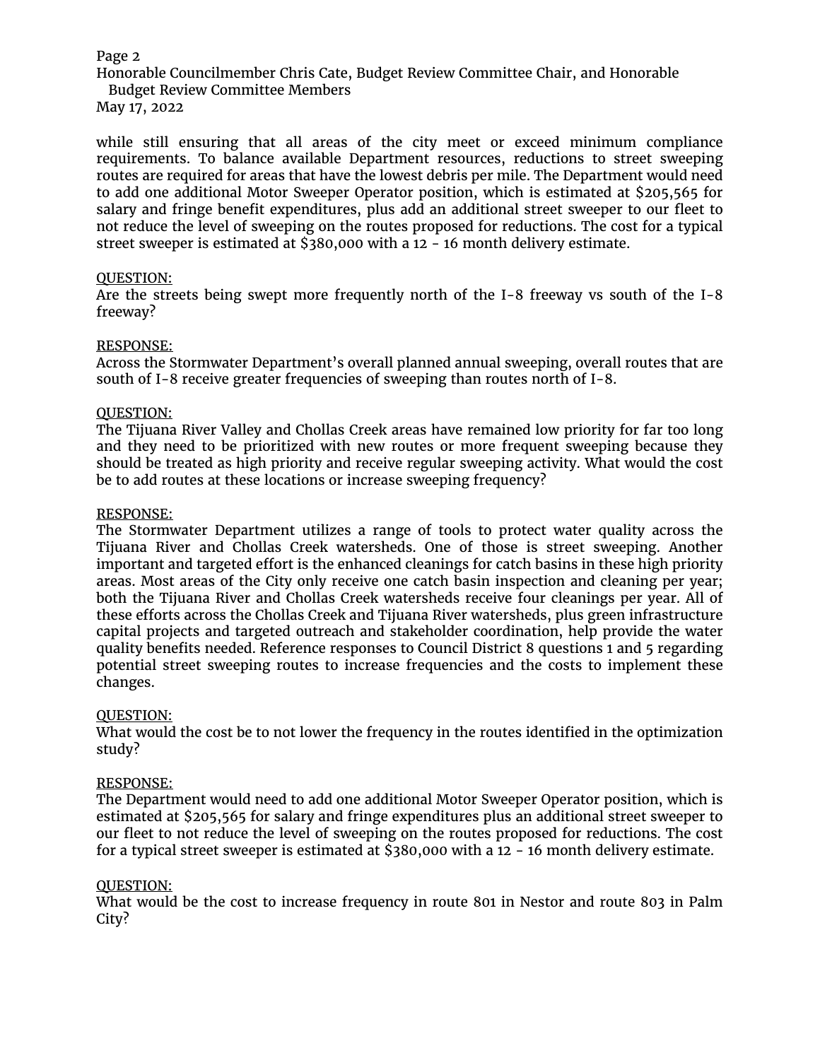while still ensuring that all areas of the city meet or exceed minimum compliance requirements. To balance available Department resources, reductions to street sweeping routes are required for areas that have the lowest debris per mile. The Department would need to add one additional Motor Sweeper Operator position, which is estimated at $205,565 for salary and fringe benefit expenditures, plus add an additional street sweeper to our fleet to not reduce the level of sweeping on the routes proposed for reductions. The cost for a typical street sweeper is estimated at $380,000 with a 12 - 16 month delivery estimate.

<u>QUESTION:</u>
Are the streets being swept more frequently north of the I-8 freeway vs south of the I-8 freeway?

<u>RESPONSE:</u>
Across the Stormwater Department's overall planned annual sweeping, overall routes that are south of I-8 receive greater frequencies of sweeping than routes north of I-8.

<u>QUESTION:</u>
The Tijuana River Valley and Chollas Creek areas have remained low priority for far too long and they need to be prioritized with new routes or more frequent sweeping because they should be treated as high priority and receive regular sweeping activity. What would the cost be to add routes at these locations or increase sweeping frequency?

<u>RESPONSE:</u>
The Stormwater Department utilizes a range of tools to protect water quality across the Tijuana River and Chollas Creek watersheds. One of those is street sweeping. Another important and targeted effort is the enhanced cleanings for catch basins in these high priority areas. Most areas of the City only receive one catch basin inspection and cleaning per year; both the Tijuana River and Chollas Creek watersheds receive four cleanings per year. All of these efforts across the Chollas Creek and Tijuana River watersheds, plus green infrastructure capital projects and targeted outreach and stakeholder coordination, help provide the water quality benefits needed. Reference responses to Council District 8 questions 1 and 5 regarding potential street sweeping routes to increase frequencies and the costs to implement these changes.

<u>QUESTION:</u>
What would the cost be to not lower the frequency in the routes identified in the optimization study?

<u>RESPONSE:</u>
The Department would need to add one additional Motor Sweeper Operator position, which is estimated at $205,565 for salary and fringe expenditures plus an additional street sweeper to our fleet to not reduce the level of sweeping on the routes proposed for reductions. The cost for a typical street sweeper is estimated at $380,000 with a 12 - 16 month delivery estimate.

<u>QUESTION:</u>
What would be the cost to increase frequency in route 801 in Nestor and route 803 in Palm City?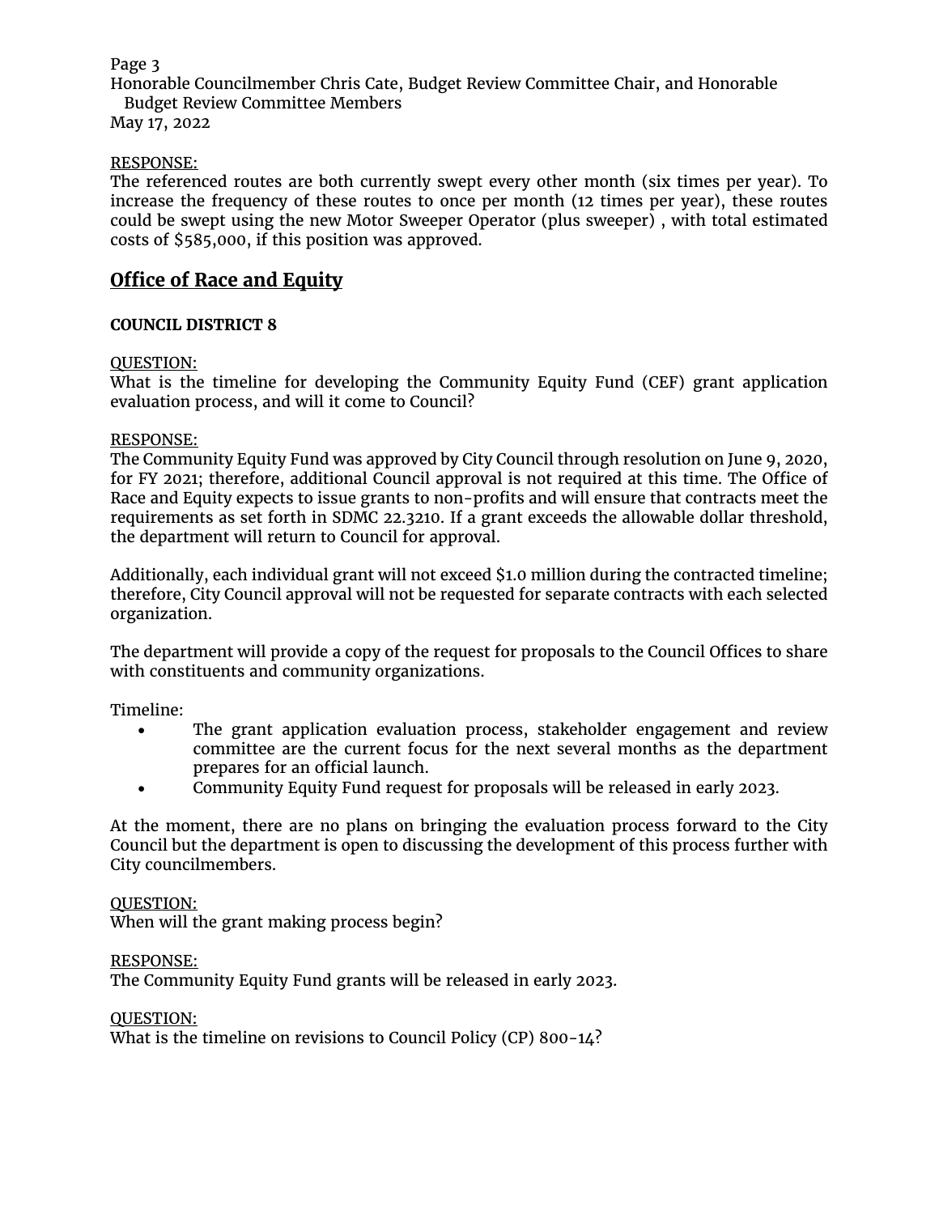RESPONSE:
The referenced routes are both currently swept every other month (six times per year). To increase the frequency of these routes to once per month (12 times per year), these routes could be swept using the new Motor Sweeper Operator (plus sweeper) , with total estimated costs of $585,000, if this position was approved.

## Office of Race and Equity

**COUNCIL DISTRICT 8**

QUESTION:
What is the timeline for developing the Community Equity Fund (CEF) grant application evaluation process, and will it come to Council?

RESPONSE:
The Community Equity Fund was approved by City Council through resolution on June 9, 2020, for FY 2021; therefore, additional Council approval is not required at this time. The Office of Race and Equity expects to issue grants to non-profits and will ensure that contracts meet the requirements as set forth in SDMC 22.3210. If a grant exceeds the allowable dollar threshold, the department will return to Council for approval.

Additionally, each individual grant will not exceed $1.0 million during the contracted timeline; therefore, City Council approval will not be requested for separate contracts with each selected organization.

The department will provide a copy of the request for proposals to the Council Offices to share with constituents and community organizations.

Timeline:

- The grant application evaluation process, stakeholder engagement and review committee are the current focus for the next several months as the department prepares for an official launch.
- Community Equity Fund request for proposals will be released in early 2023.

At the moment, there are no plans on bringing the evaluation process forward to the City Council but the department is open to discussing the development of this process further with City councilmembers.

QUESTION:
When will the grant making process begin?

RESPONSE:
The Community Equity Fund grants will be released in early 2023.

QUESTION:
What is the timeline on revisions to Council Policy (CP) 800-14?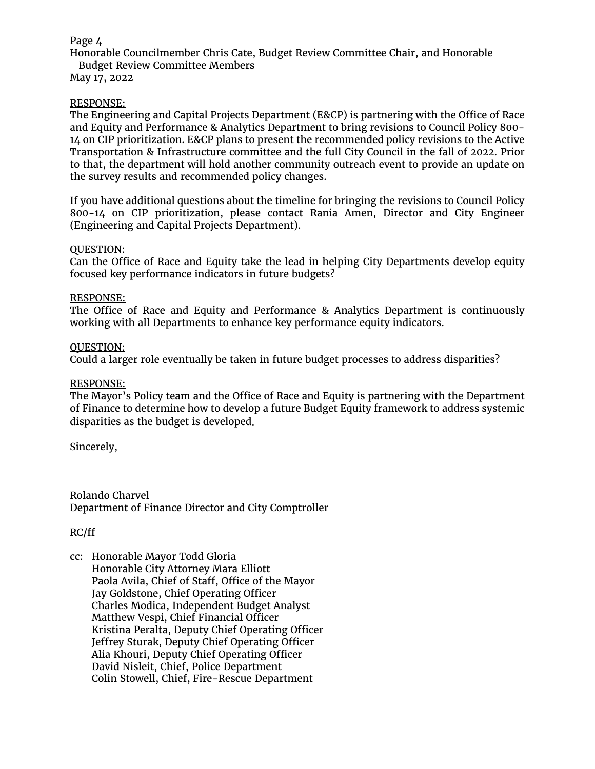RESPONSE:

The Engineering and Capital Projects Department (E&CP) is partnering with the Office of Race and Equity and Performance & Analytics Department to bring revisions to Council Policy 800-14 on CIP prioritization. E&CP plans to present the recommended policy revisions to the Active Transportation & Infrastructure committee and the full City Council in the fall of 2022. Prior to that, the department will hold another community outreach event to provide an update on the survey results and recommended policy changes.

If you have additional questions about the timeline for bringing the revisions to Council Policy 800-14 on CIP prioritization, please contact Rania Amen, Director and City Engineer (Engineering and Capital Projects Department).

QUESTION:

Can the Office of Race and Equity take the lead in helping City Departments develop equity focused key performance indicators in future budgets?

RESPONSE:

The Office of Race and Equity and Performance & Analytics Department is continuously working with all Departments to enhance key performance equity indicators.

QUESTION:

Could a larger role eventually be taken in future budget processes to address disparities?

RESPONSE:

The Mayor's Policy team and the Office of Race and Equity is partnering with the Department of Finance to determine how to develop a future Budget Equity framework to address systemic disparities as the budget is developed.

Sincerely,

Rolando Charvel
Department of Finance Director and City Comptroller

RC/ff

cc: Honorable Mayor Todd Gloria
Honorable City Attorney Mara Elliott
Paola Avila, Chief of Staff, Office of the Mayor
Jay Goldstone, Chief Operating Officer
Charles Modica, Independent Budget Analyst
Matthew Vespi, Chief Financial Officer
Kristina Peralta, Deputy Chief Operating Officer
Jeffrey Sturak, Deputy Chief Operating Officer
Alia Khouri, Deputy Chief Operating Officer
David Nisleit, Chief, Police Department
Colin Stowell, Chief, Fire-Rescue Department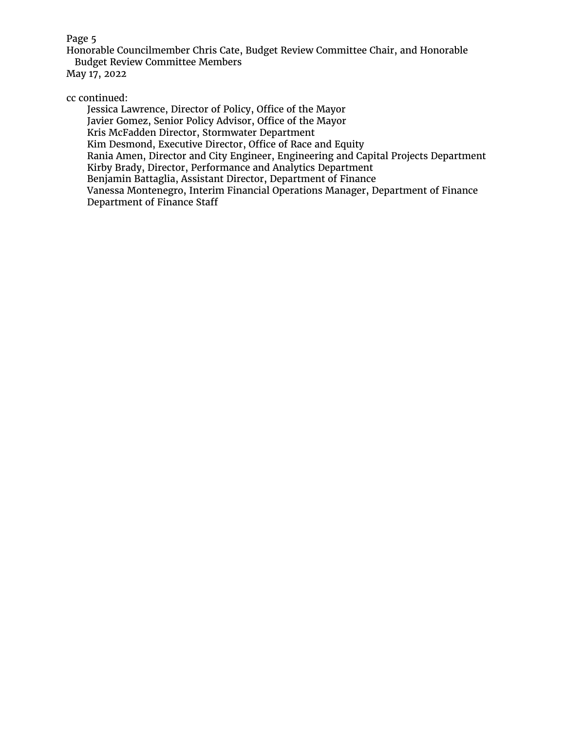cc continued:

Jessica Lawrence, Director of Policy, Office of the Mayor
Javier Gomez, Senior Policy Advisor, Office of the Mayor
Kris McFadden Director, Stormwater Department
Kim Desmond, Executive Director, Office of Race and Equity
Rania Amen, Director and City Engineer, Engineering and Capital Projects Department
Kirby Brady, Director, Performance and Analytics Department
Benjamin Battaglia, Assistant Director, Department of Finance
Vanessa Montenegro, Interim Financial Operations Manager, Department of Finance
Department of Finance Staff